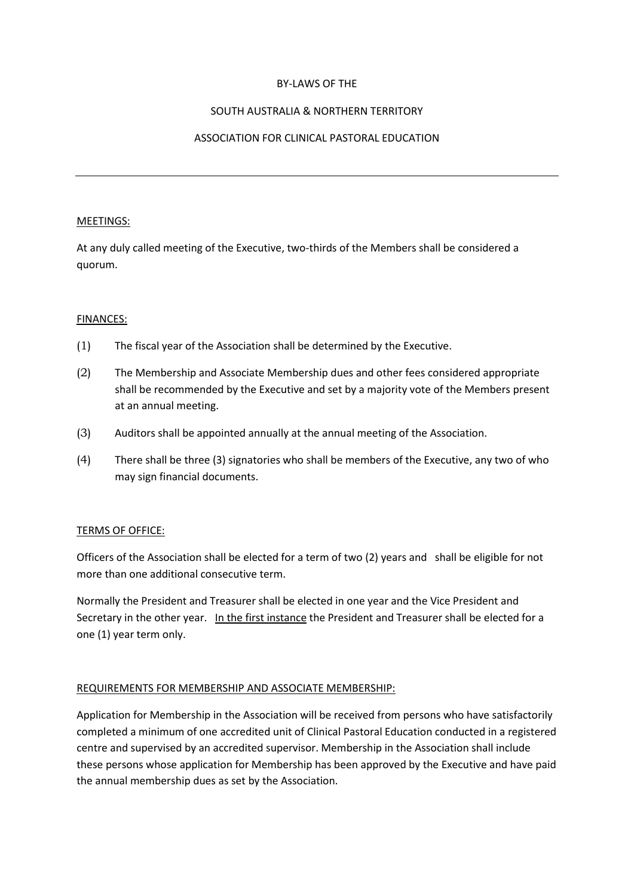# BY-LAWS OF THE

# SOUTH AUSTRALIA & NORTHERN TERRITORY

# ASSOCIATION FOR CLINICAL PASTORAL EDUCATION

---

## MEETINGS:

At any duly called meeting of the Executive, two-thirds of the Members shall be considered a quorum.

## FINANCES:

(1) The fiscal year of the Association shall be determined by the Executive.

(2) The Membership and Associate Membership dues and other fees considered appropriate shall be recommended by the Executive and set by a majority vote of the Members present at an annual meeting.

(3) Auditors shall be appointed annually at the annual meeting of the Association.

(4) There shall be three (3) signatories who shall be members of the Executive, any two of who may sign financial documents.

## TERMS OF OFFICE:

Officers of the Association shall be elected for a term of two (2) years and shall be eligible for not more than one additional consecutive term.

Normally the President and Treasurer shall be elected in one year and the Vice President and Secretary in the other year. In the first instance the President and Treasurer shall be elected for a one (1) year term only.

## REQUIREMENTS FOR MEMBERSHIP AND ASSOCIATE MEMBERSHIP:

Application for Membership in the Association will be received from persons who have satisfactorily completed a minimum of one accredited unit of Clinical Pastoral Education conducted in a registered centre and supervised by an accredited supervisor. Membership in the Association shall include these persons whose application for Membership has been approved by the Executive and have paid the annual membership dues as set by the Association.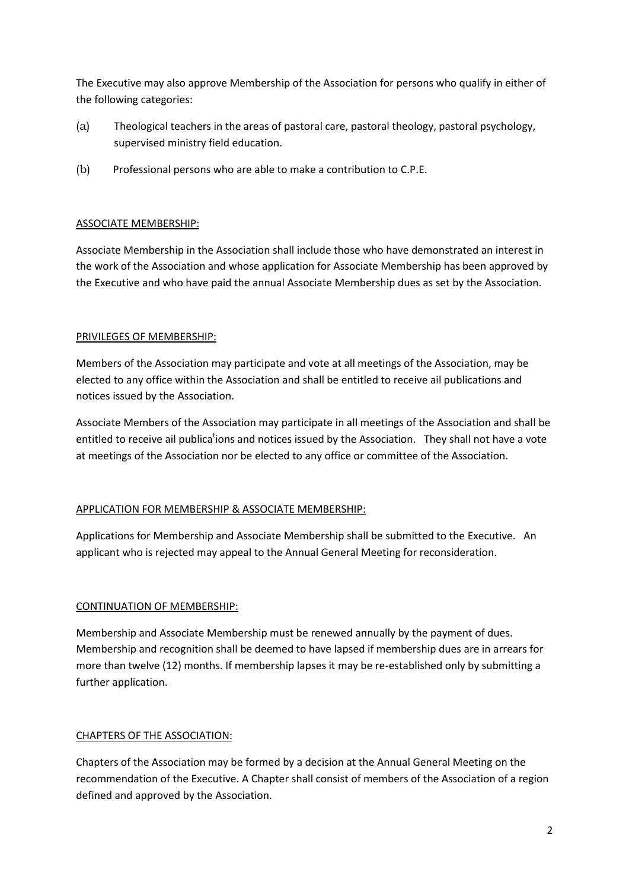The Executive may also approve Membership of the Association for persons who qualify in either of the following categories:

(a) Theological teachers in the areas of pastoral care, pastoral theology, pastoral psychology, supervised ministry field education.

(b) Professional persons who are able to make a contribution to C.P.E.

ASSOCIATE MEMBERSHIP:

Associate Membership in the Association shall include those who have demonstrated an interest in the work of the Association and whose application for Associate Membership has been approved by the Executive and who have paid the annual Associate Membership dues as set by the Association.

PRIVILEGES OF MEMBERSHIP:

Members of the Association may participate and vote at all meetings of the Association, may be elected to any office within the Association and shall be entitled to receive ail publications and notices issued by the Association.

Associate Members of the Association may participate in all meetings of the Association and shall be entitled to receive ail publications and notices issued by the Association. They shall not have a vote at meetings of the Association nor be elected to any office or committee of the Association.

APPLICATION FOR MEMBERSHIP & ASSOCIATE MEMBERSHIP:

Applications for Membership and Associate Membership shall be submitted to the Executive. An applicant who is rejected may appeal to the Annual General Meeting for reconsideration.

CONTINUATION OF MEMBERSHIP:

Membership and Associate Membership must be renewed annually by the payment of dues. Membership and recognition shall be deemed to have lapsed if membership dues are in arrears for more than twelve (12) months. If membership lapses it may be re-established only by submitting a further application.

CHAPTERS OF THE ASSOCIATION:

Chapters of the Association may be formed by a decision at the Annual General Meeting on the recommendation of the Executive. A Chapter shall consist of members of the Association of a region defined and approved by the Association.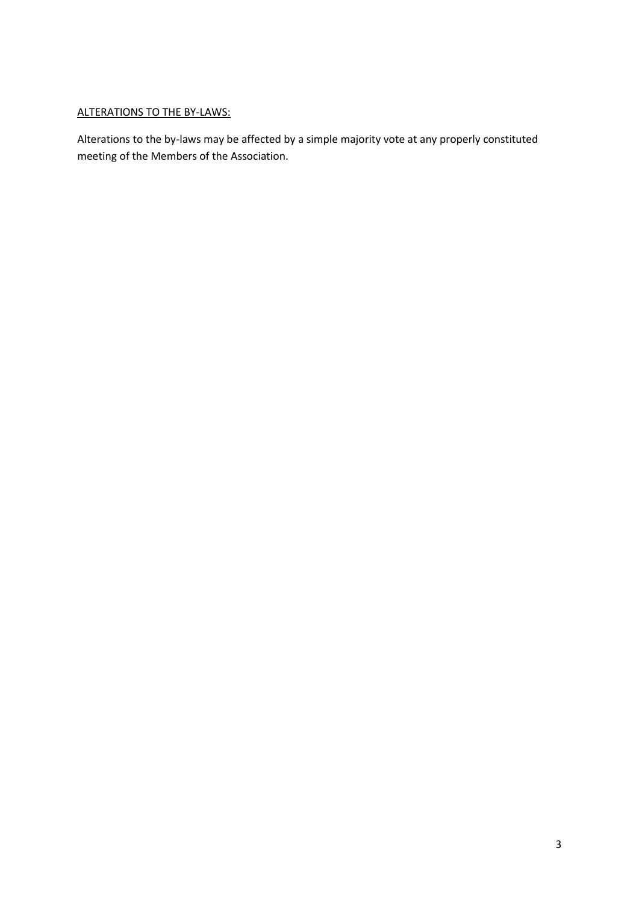## ALTERATIONS TO THE BY-LAWS:

Alterations to the by-laws may be affected by a simple majority vote at any properly constituted meeting of the Members of the Association.